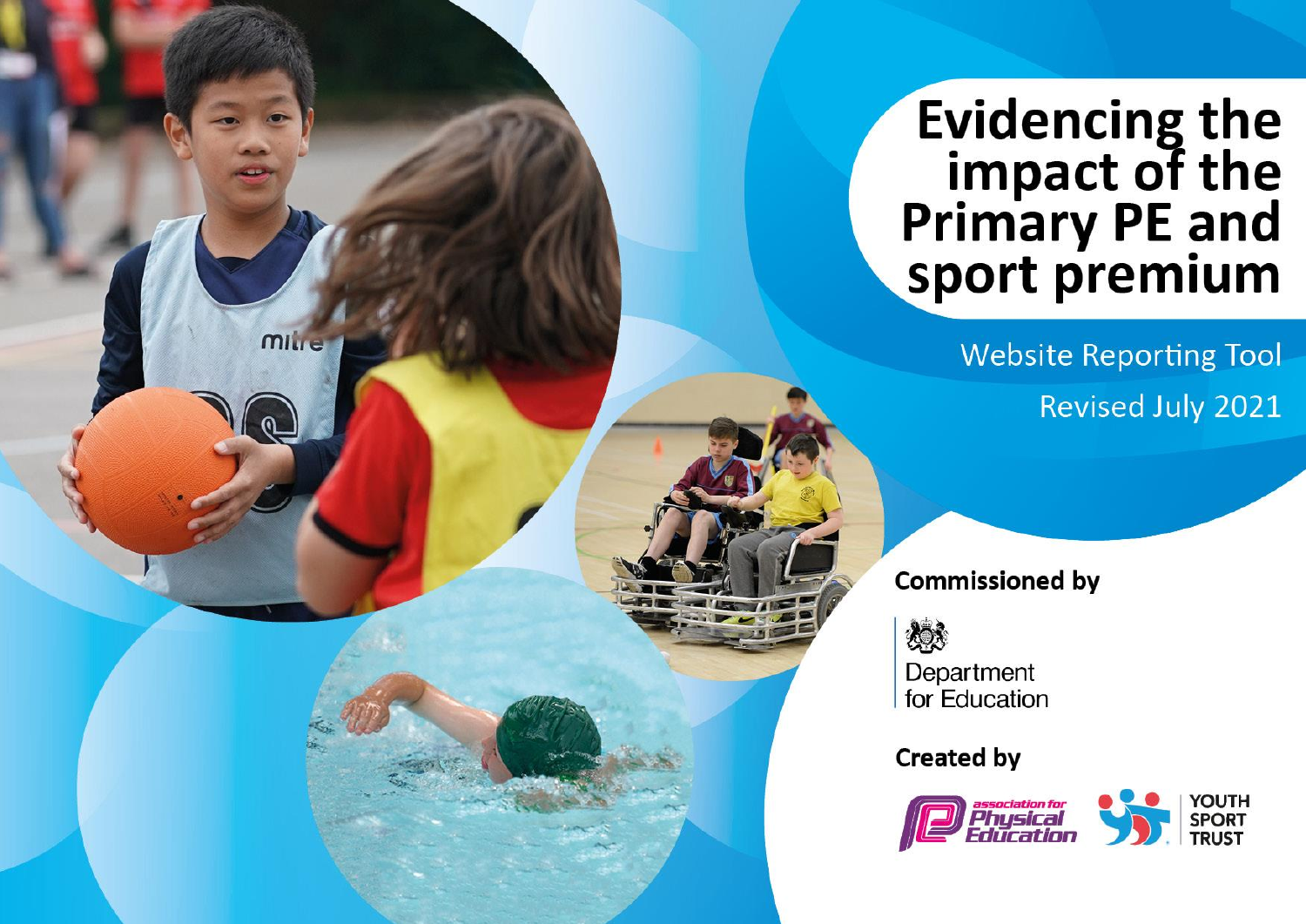# Evidencing the impact of the Primary PE and sport premium

Website Reporting Tool

Revised July 2021

**Commissioned by**

Department for Education

**Created by**

association for Physical Education

YOUTH SPORT TRUST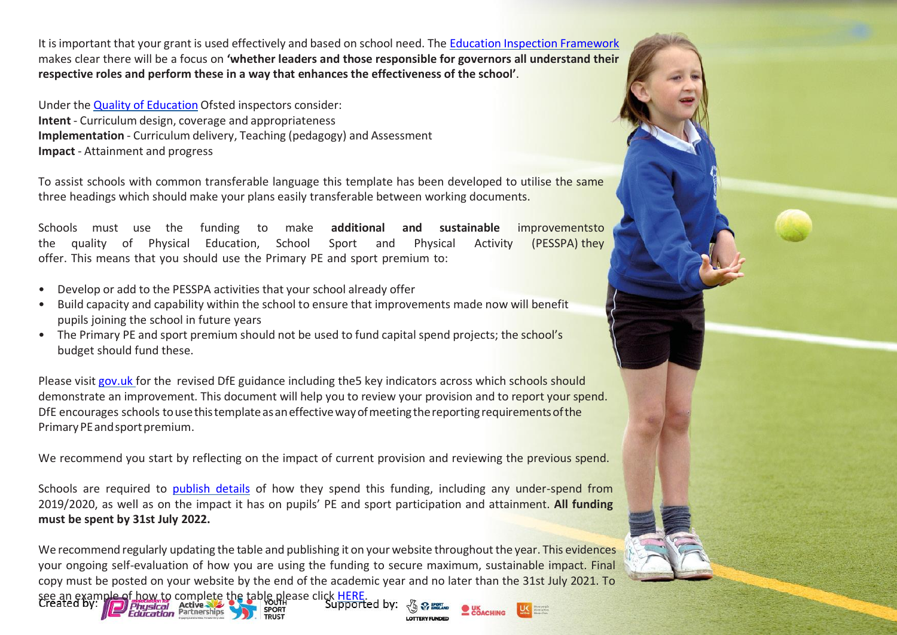It is important that your grant is used effectively and based on school need. The Education Inspection Framework makes clear there will be a focus on **'whether leaders and those responsible for governors all understand their respective roles and perform these in a way that enhances the effectiveness of the school'**.

Under the Quality of Education Ofsted inspectors consider:
**Intent** - Curriculum design, coverage and appropriateness
**Implementation** - Curriculum delivery, Teaching (pedagogy) and Assessment
**Impact** - Attainment and progress

To assist schools with common transferable language this template has been developed to utilise the same three headings which should make your plans easily transferable between working documents.

Schools must use the funding to make **additional and sustainable** improvementsto the quality of Physical Education, School Sport and Physical Activity (PESSPA) they offer. This means that you should use the Primary PE and sport premium to:

- Develop or add to the PESSPA activities that your school already offer
- Build capacity and capability within the school to ensure that improvements made now will benefit pupils joining the school in future years
- The Primary PE and sport premium should not be used to fund capital spend projects; the school's budget should fund these.

Please visit gov.uk for the revised DfE guidance including the5 key indicators across which schools should demonstrate an improvement. This document will help you to review your provision and to report your spend. DfE encourages schools to use this template as an effective way of meeting the reporting requirements of the Primary PE and sport premium.

We recommend you start by reflecting on the impact of current provision and reviewing the previous spend.

Schools are required to publish details of how they spend this funding, including any under-spend from 2019/2020, as well as on the impact it has on pupils' PE and sport participation and attainment. **All funding must be spent by 31st July 2022.**

We recommend regularly updating the table and publishing it on your website throughout the year. This evidences your ongoing self-evaluation of how you are using the funding to secure maximum, sustainable impact. Final copy must be posted on your website by the end of the academic year and no later than the 31st July 2021. To see an example of how to complete the table please click HERE.

Created by: Supported by: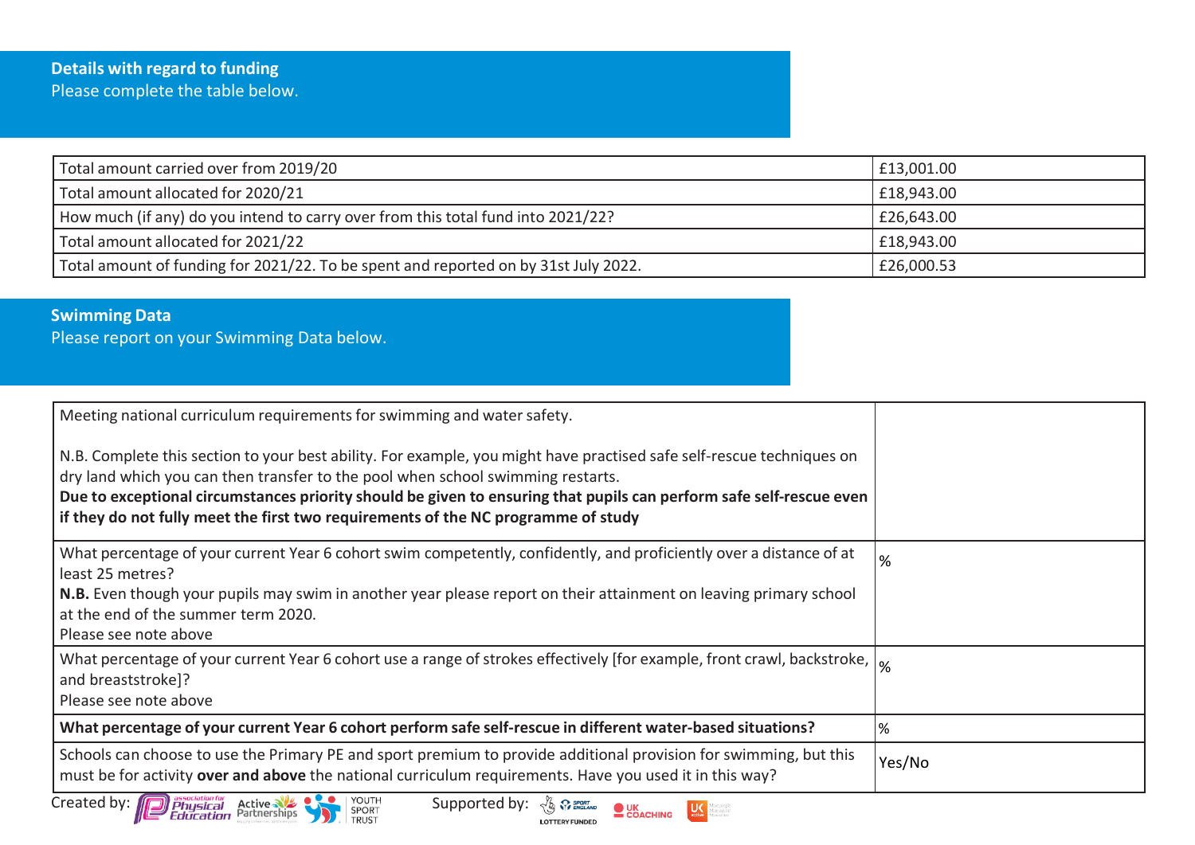## Details with regard to funding

Please complete the table below.

| | |
|---|---|
| Total amount carried over from 2019/20 | £13,001.00 |
| Total amount allocated for 2020/21 | £18,943.00 |
| How much (if any) do you intend to carry over from this total fund into 2021/22? | £26,643.00 |
| Total amount allocated for 2021/22 | £18,943.00 |
| Total amount of funding for 2021/22. To be spent and reported on by 31st July 2022. | £26,000.53 |

## Swimming Data

Please report on your Swimming Data below.

| | |
|---|---|
| Meeting national curriculum requirements for swimming and water safety.<br><br>N.B. Complete this section to your best ability. For example, you might have practised safe self-rescue techniques on dry land which you can then transfer to the pool when school swimming restarts.<br>**Due to exceptional circumstances priority should be given to ensuring that pupils can perform safe self-rescue even if they do not fully meet the first two requirements of the NC programme of study** | |
| What percentage of your current Year 6 cohort swim competently, confidently, and proficiently over a distance of at least 25 metres?<br>**N.B.** Even though your pupils may swim in another year please report on their attainment on leaving primary school at the end of the summer term 2020.<br>Please see note above | % |
| What percentage of your current Year 6 cohort use a range of strokes effectively [for example, front crawl, backstroke, and breaststroke]?<br>Please see note above | % |
| **What percentage of your current Year 6 cohort perform safe self-rescue in different water-based situations?** | % |
| Schools can choose to use the Primary PE and sport premium to provide additional provision for swimming, but this must be for activity **over and above** the national curriculum requirements. Have you used it in this way? | Yes/No |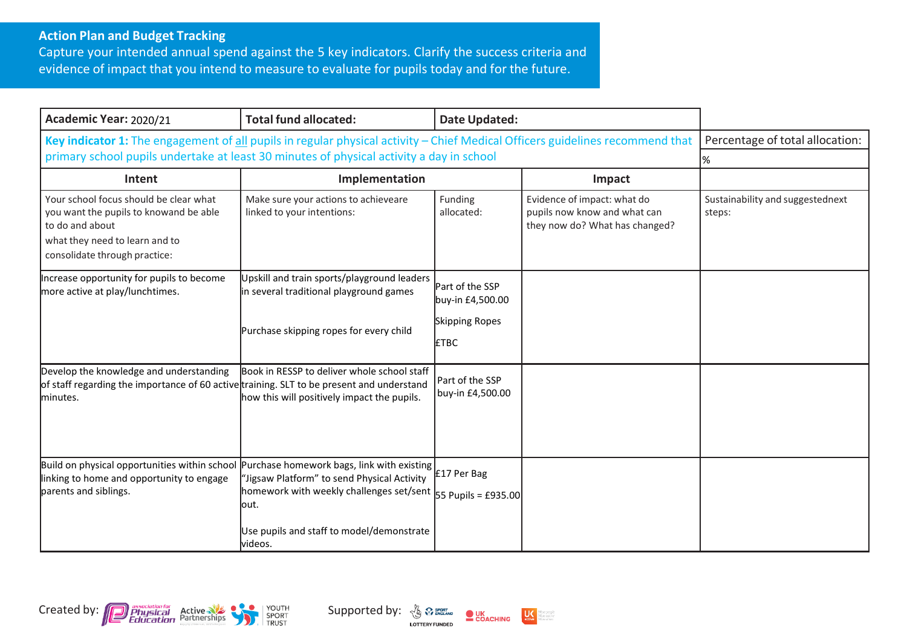**Action Plan and Budget Tracking**

Capture your intended annual spend against the 5 key indicators. Clarify the success criteria and evidence of impact that you intend to measure to evaluate for pupils today and for the future.

| **Academic Year:** 2020/21 | **Total fund allocated:** | **Date Updated:** | | |
|---|---|---|---|---|
| **Key indicator 1:** The engagement of all pupils in regular physical activity – Chief Medical Officers guidelines recommend that primary school pupils undertake at least 30 minutes of physical activity a day in school | | | | Percentage of total allocation: |
| | | | | % |
| **Intent** | **Implementation** | | **Impact** | |
| Your school focus should be clear what you want the pupils to knowand be able to do and about what they need to learn and to consolidate through practice: | Make sure your actions to achieveare linked to your intentions: | Funding allocated: | Evidence of impact: what do pupils now know and what can they now do? What has changed? | Sustainability and suggestednext steps: |
| Increase opportunity for pupils to become more active at play/lunchtimes. | Upskill and train sports/playground leaders in several traditional playground games<br><br>Purchase skipping ropes for every child | Part of the SSP buy-in £4,500.00<br><br>Skipping Ropes<br><br>£TBC | | |
| Develop the knowledge and understanding of staff regarding the importance of 60 active minutes. | Book in RESSP to deliver whole school staff training. SLT to be present and understand how this will positively impact the pupils. | Part of the SSP buy-in £4,500.00 | | |
| Build on physical opportunities within school linking to home and opportunity to engage parents and siblings. | Purchase homework bags, link with existing "Jigsaw Platform" to send Physical Activity homework with weekly challenges set/sent out.<br><br>Use pupils and staff to model/demonstrate videos. | £17 Per Bag<br><br>55 Pupils = £935.00 | | |

Created by: Association for Physical Education, Active Partnerships, Youth Sport Trust

Supported by: Sport England, UK Coaching, UK Active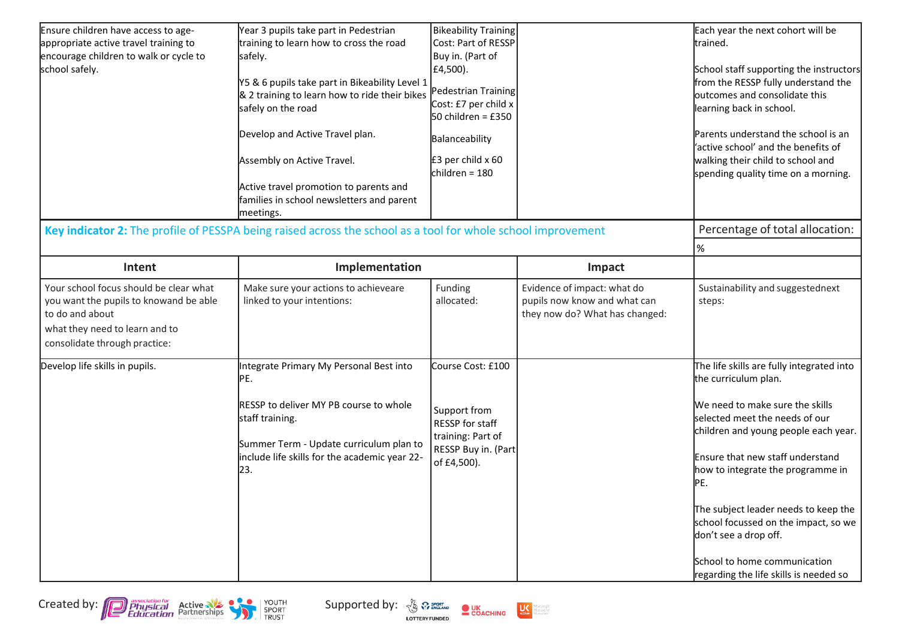| Ensure children have access to age-appropriate active travel training to encourage children to walk or cycle to school safely. | Year 3 pupils take part in Pedestrian training to learn how to cross the road safely.<br><br>Y5 & 6 pupils take part in Bikeability Level 1 & 2 training to learn how to ride their bikes safely on the road<br><br>Develop and Active Travel plan.<br><br>Assembly on Active Travel.<br><br>Active travel promotion to parents and families in school newsletters and parent meetings. | Bikeability Training Cost: Part of RESSP Buy in. (Part of £4,500).<br><br>Pedestrian Training Cost: £7 per child x 50 children = £350<br><br>Balanceability<br><br>£3 per child x 60 children = 180 | | Each year the next cohort will be trained.<br><br>School staff supporting the instructors from the RESSP fully understand the outcomes and consolidate this learning back in school.<br><br>Parents understand the school is an 'active school' and the benefits of walking their child to school and spending quality time on a morning. |
|---|---|---|---|---|

| **Key indicator 2:** The profile of PESSPA being raised across the school as a tool for whole school improvement | | | | Percentage of total allocation: |
|---|---|---|---|---|
| | | | | % |
| **Intent** | **Implementation** | | **Impact** | |
| Your school focus should be clear what you want the pupils to knowand be able to do and about<br>what they need to learn and to consolidate through practice: | Make sure your actions to achieveare linked to your intentions: | Funding allocated: | Evidence of impact: what do pupils now know and what can they now do? What has changed: | Sustainability and suggestednext steps: |
| Develop life skills in pupils. | Integrate Primary My Personal Best into PE.<br><br>RESSP to deliver MY PB course to whole staff training.<br><br>Summer Term - Update curriculum plan to include life skills for the academic year 22-23. | Course Cost: £100<br><br>Support from RESSP for staff training: Part of RESSP Buy in. (Part of £4,500). | | The life skills are fully integrated into the curriculum plan.<br><br>We need to make sure the skills selected meet the needs of our children and young people each year.<br><br>Ensure that new staff understand how to integrate the programme in PE.<br><br>The subject leader needs to keep the school focussed on the impact, so we don't see a drop off.<br><br>School to home communication regarding the life skills is needed so |

Created by: association for Physical Education, Active Partnerships, Youth Sport Trust

Supported by: Sport England, UK Coaching, UK Active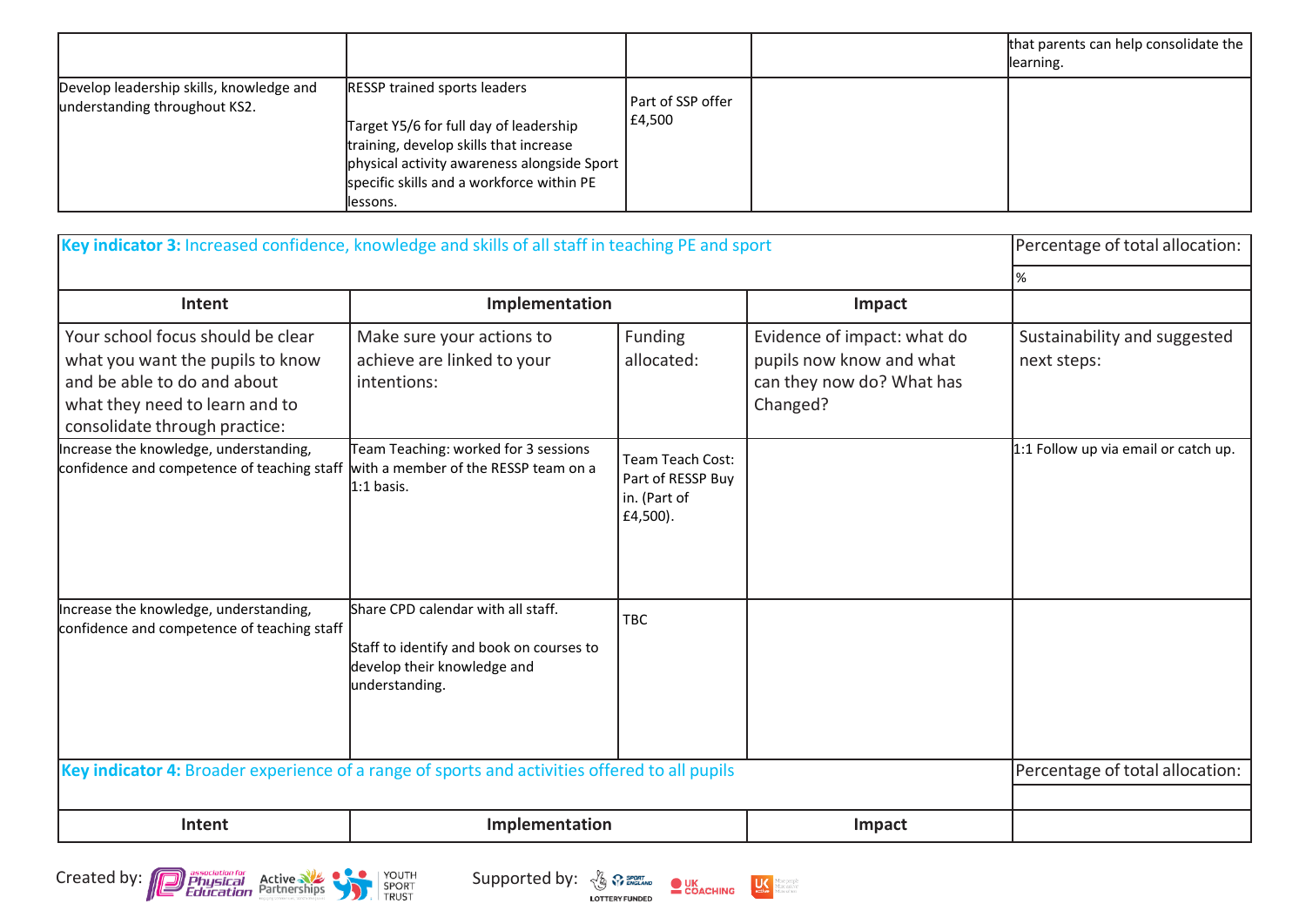| | | | | |
|---|---|---|---|---|
| | | | | that parents can help consolidate the learning. |
| Develop leadership skills, knowledge and understanding throughout KS2. | RESSP trained sports leaders<br><br>Target Y5/6 for full day of leadership training, develop skills that increase physical activity awareness alongside Sport specific skills and a workforce within PE lessons. | Part of SSP offer £4,500 | | |

| **Key indicator 3:** Increased confidence, knowledge and skills of all staff in teaching PE and sport | | | | Percentage of total allocation: |
|---|---|---|---|---|
| | | | | % |
| **Intent** | **Implementation** | | **Impact** | |
| Your school focus should be clear what you want the pupils to know and be able to do and about what they need to learn and to consolidate through practice: | Make sure your actions to achieve are linked to your intentions: | Funding allocated: | Evidence of impact: what do pupils now know and what can they now do? What has Changed? | Sustainability and suggested next steps: |
| Increase the knowledge, understanding, confidence and competence of teaching staff | Team Teaching: worked for 3 sessions with a member of the RESSP team on a 1:1 basis. | Team Teach Cost: Part of RESSP Buy in. (Part of £4,500). | | 1:1 Follow up via email or catch up. |
| Increase the knowledge, understanding, confidence and competence of teaching staff | Share CPD calendar with all staff.<br><br>Staff to identify and book on courses to develop their knowledge and understanding. | TBC | | |

| **Key indicator 4:** Broader experience of a range of sports and activities offered to all pupils | | | Percentage of total allocation: |
|---|---|---|---|
| | | | |
| **Intent** | **Implementation** | **Impact** | |

Created by: association for Physical Education, Active Partnerships, Youth Sport Trust

Supported by: Sport England (Lottery Funded), UK Coaching, UK Active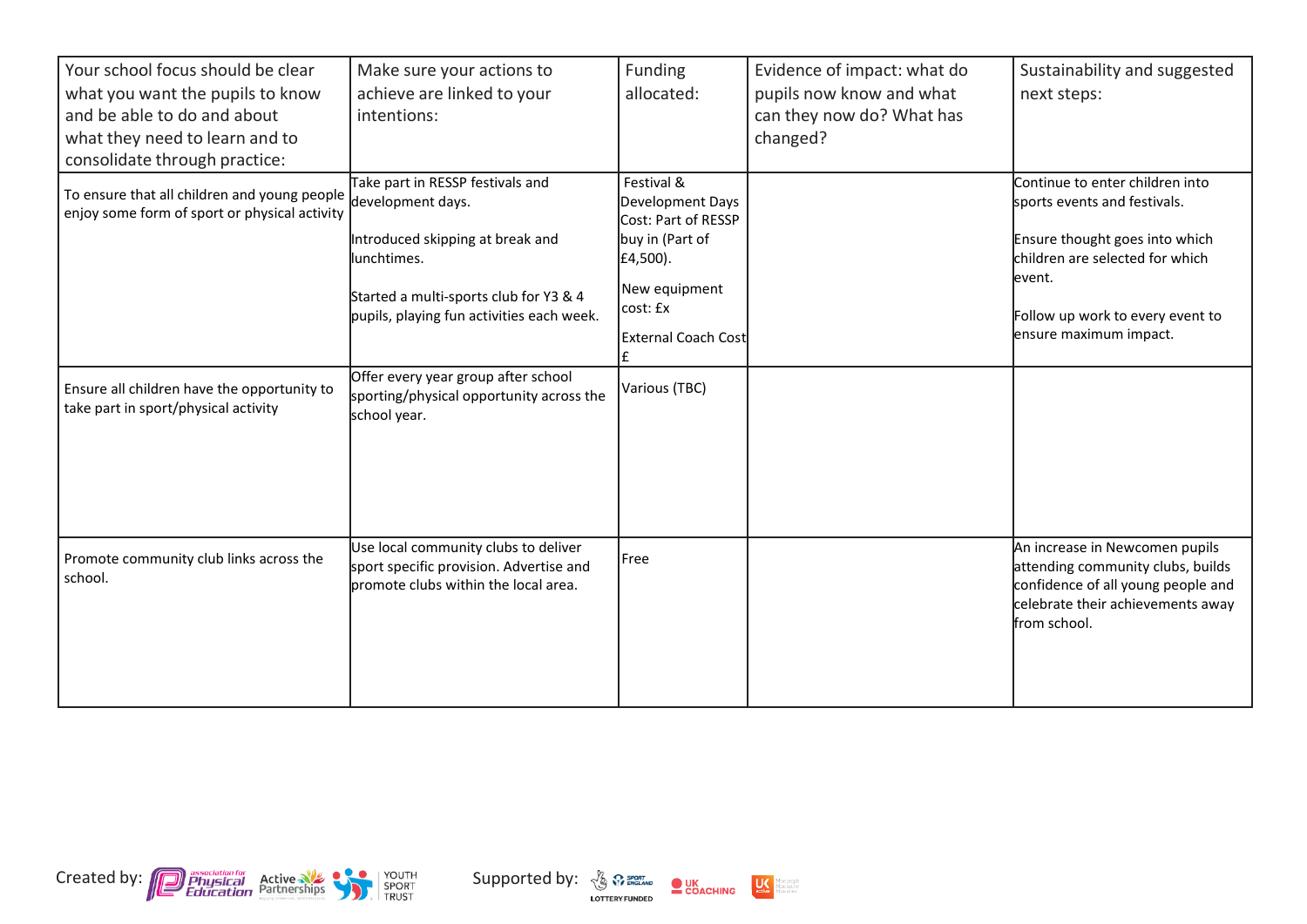| Your school focus should be clear what you want the pupils to know and be able to do and about what they need to learn and to consolidate through practice: | Make sure your actions to achieve are linked to your intentions: | Funding allocated: | Evidence of impact: what do pupils now know and what can they now do? What has changed? | Sustainability and suggested next steps: |
|---|---|---|---|---|
| To ensure that all children and young people enjoy some form of sport or physical activity | Take part in RESSP festivals and development days.<br><br>Introduced skipping at break and lunchtimes.<br><br>Started a multi-sports club for Y3 & 4 pupils, playing fun activities each week. | Festival & Development Days Cost: Part of RESSP buy in (Part of £4,500).<br><br>New equipment cost: £x<br><br>External Coach Cost £ | | Continue to enter children into sports events and festivals.<br><br>Ensure thought goes into which children are selected for which event.<br><br>Follow up work to every event to ensure maximum impact. |
| Ensure all children have the opportunity to take part in sport/physical activity | Offer every year group after school sporting/physical opportunity across the school year. | Various (TBC) | | |
| Promote community club links across the school. | Use local community clubs to deliver sport specific provision. Advertise and promote clubs within the local area. | Free | | An increase in Newcomen pupils attending community clubs, builds confidence of all young people and celebrate their achievements away from school. |

Created by: association for Physical Education, Active Partnerships, Youth Sport Trust

Supported by: Sport England Lottery Funded, UK Coaching, UK Active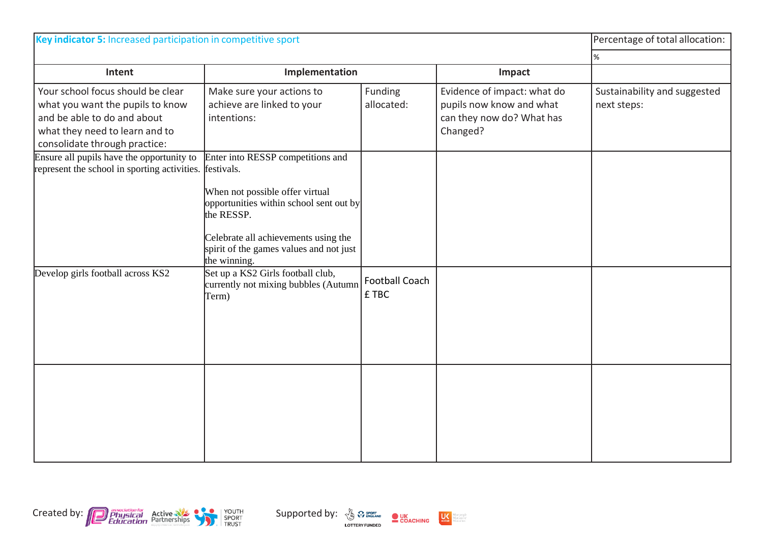| **Key indicator 5:** Increased participation in competitive sport | | | | Percentage of total allocation: |
|---|---|---|---|---|
| | | | | % |
| **Intent** | **Implementation** | | **Impact** | |
| Your school focus should be clear what you want the pupils to know and be able to do and about what they need to learn and to consolidate through practice: | Make sure your actions to achieve are linked to your intentions: | Funding allocated: | Evidence of impact: what do pupils now know and what can they now do? What has Changed? | Sustainability and suggested next steps: |
| Ensure all pupils have the opportunity to represent the school in sporting activities. | Enter into RESSP competitions and festivals.<br><br>When not possible offer virtual opportunities within school sent out by the RESSP.<br><br>Celebrate all achievements using the spirit of the games values and not just the winning. | | | |
| Develop girls football across KS2 | Set up a KS2 Girls football club, currently not mixing bubbles (Autumn Term) | Football Coach £ TBC | | |
| | | | | |

Created by: association for Physical Education, Active Partnerships, Youth Sport Trust

Supported by: Sport England (Lottery Funded), UK Coaching, UK Active